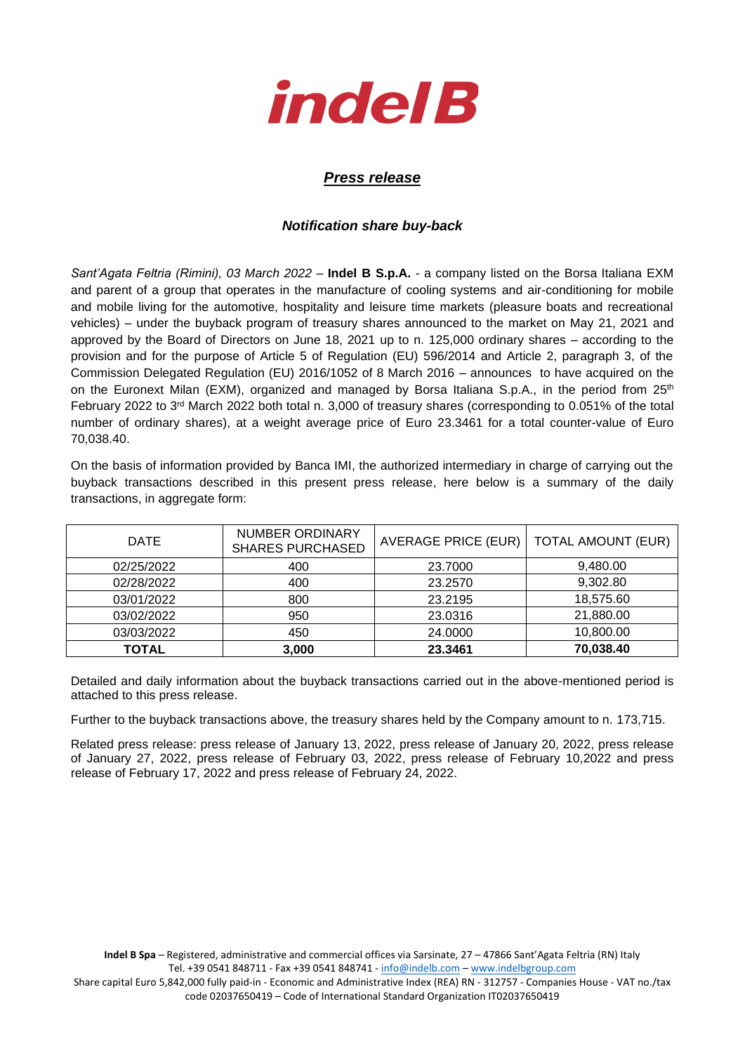# indelB

## *Press release*

### *Notification share buy-back*

*Sant'Agata Feltria (Rimini), 03 March 2022* – **Indel B S.p.A.** - a company listed on the Borsa Italiana EXM and parent of a group that operates in the manufacture of cooling systems and air-conditioning for mobile and mobile living for the automotive, hospitality and leisure time markets (pleasure boats and recreational vehicles) – under the buyback program of treasury shares announced to the market on May 21, 2021 and approved by the Board of Directors on June 18, 2021 up to n. 125,000 ordinary shares – according to the provision and for the purpose of Article 5 of Regulation (EU) 596/2014 and Article 2, paragraph 3, of the Commission Delegated Regulation (EU) 2016/1052 of 8 March 2016 – announces to have acquired on the on the Euronext Milan (EXM), organized and managed by Borsa Italiana S.p.A., in the period from 25th February 2022 to 3rd March 2022 both total n. 3,000 of treasury shares (corresponding to 0.051% of the total number of ordinary shares), at a weight average price of Euro 23.3461 for a total counter-value of Euro 70,038.40.

On the basis of information provided by Banca IMI, the authorized intermediary in charge of carrying out the buyback transactions described in this present press release, here below is a summary of the daily transactions, in aggregate form:

| DATE | NUMBER ORDINARY SHARES PURCHASED | AVERAGE PRICE (EUR) | TOTAL AMOUNT (EUR) |
|---|---|---|---|
| 02/25/2022 | 400 | 23.7000 | 9,480.00 |
| 02/28/2022 | 400 | 23.2570 | 9,302.80 |
| 03/01/2022 | 800 | 23.2195 | 18,575.60 |
| 03/02/2022 | 950 | 23.0316 | 21,880.00 |
| 03/03/2022 | 450 | 24.0000 | 10,800.00 |
| **TOTAL** | **3,000** | **23.3461** | **70,038.40** |

Detailed and daily information about the buyback transactions carried out in the above-mentioned period is attached to this press release.

Further to the buyback transactions above, the treasury shares held by the Company amount to n. 173,715.

Related press release: press release of January 13, 2022, press release of January 20, 2022, press release of January 27, 2022, press release of February 03, 2022, press release of February 10,2022 and press release of February 17, 2022 and press release of February 24, 2022.

**Indel B Spa** – Registered, administrative and commercial offices via Sarsinate, 27 – 47866 Sant'Agata Feltria (RN) Italy
Tel. +39 0541 848711 - Fax +39 0541 848741 - info@indelb.com – www.indelbgroup.com
Share capital Euro 5,842,000 fully paid-in - Economic and Administrative Index (REA) RN - 312757 - Companies House - VAT no./tax code 02037650419 – Code of International Standard Organization IT02037650419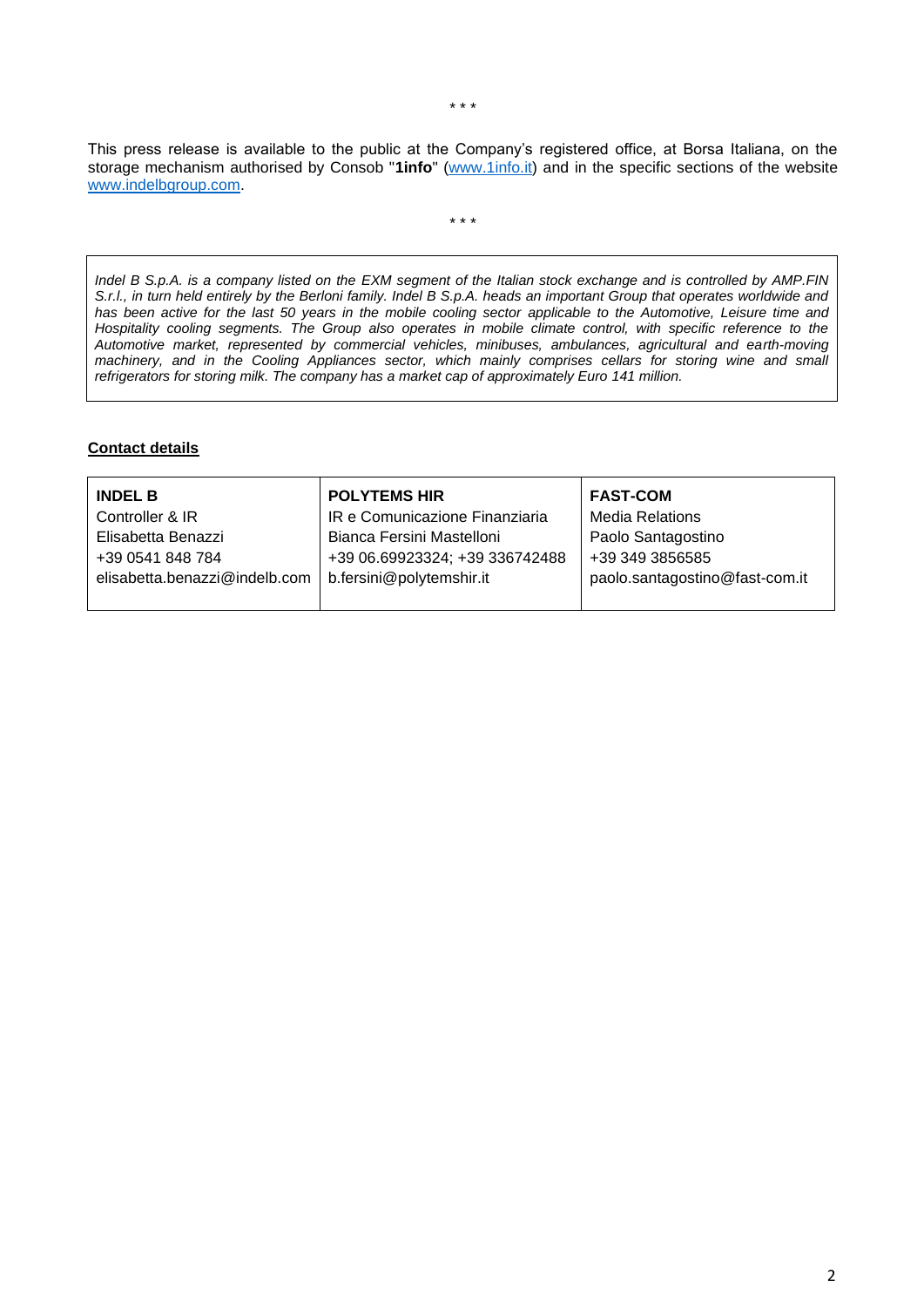\* \* \*

This press release is available to the public at the Company's registered office, at Borsa Italiana, on the storage mechanism authorised by Consob "**1info**" ([www.1info.it](www.1info.it)) and in the specific sections of the website [www.indelbgroup.com](www.indelbgroup.com).

\* \* \*

*Indel B S.p.A. is a company listed on the EXM segment of the Italian stock exchange and is controlled by AMP.FIN S.r.l., in turn held entirely by the Berloni family. Indel B S.p.A. heads an important Group that operates worldwide and has been active for the last 50 years in the mobile cooling sector applicable to the Automotive, Leisure time and Hospitality cooling segments. The Group also operates in mobile climate control, with specific reference to the Automotive market, represented by commercial vehicles, minibuses, ambulances, agricultural and earth-moving machinery, and in the Cooling Appliances sector, which mainly comprises cellars for storing wine and small refrigerators for storing milk. The company has a market cap of approximately Euro 141 million.*

**Contact details**

| **INDEL B** | **POLYTEMS HIR** | **FAST-COM** |
|---|---|---|
| Controller & IR | IR e Comunicazione Finanziaria | Media Relations |
| Elisabetta Benazzi | Bianca Fersini Mastelloni | Paolo Santagostino |
| +39 0541 848 784 | +39 06.69923324; +39 336742488 | +39 349 3856585 |
| elisabetta.benazzi@indelb.com | b.fersini@polytemshir.it | paolo.santagostino@fast-com.it |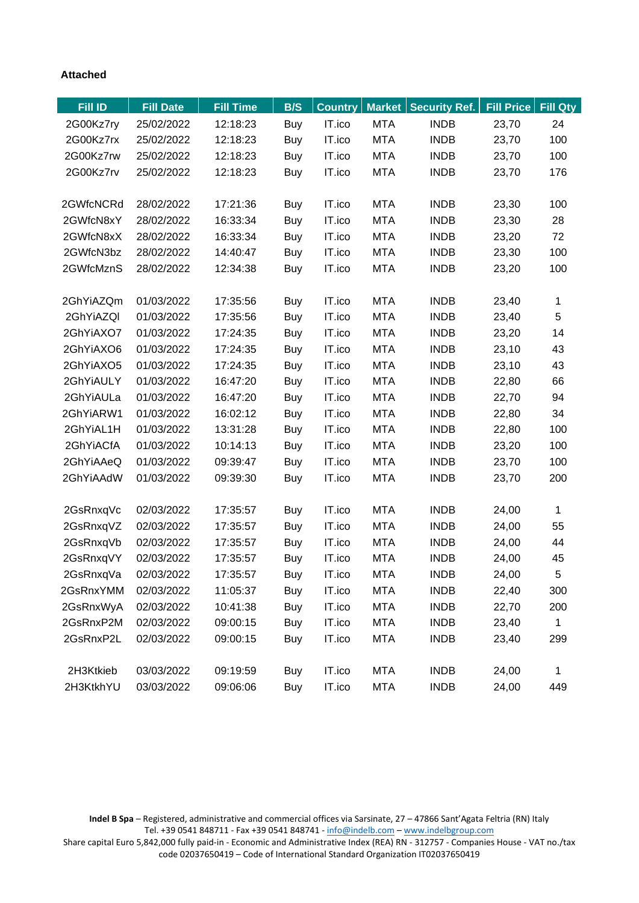**Attached**

| Fill ID | Fill Date | Fill Time | B/S | Country | Market | Security Ref. | Fill Price | Fill Qty |
|---|---|---|---|---|---|---|---|---|
| 2G00Kz7ry | 25/02/2022 | 12:18:23 | Buy | IT.ico | MTA | INDB | 23,70 | 24 |
| 2G00Kz7rx | 25/02/2022 | 12:18:23 | Buy | IT.ico | MTA | INDB | 23,70 | 100 |
| 2G00Kz7rw | 25/02/2022 | 12:18:23 | Buy | IT.ico | MTA | INDB | 23,70 | 100 |
| 2G00Kz7rv | 25/02/2022 | 12:18:23 | Buy | IT.ico | MTA | INDB | 23,70 | 176 |
| | | | | | | | | |
| 2GWfcNCRd | 28/02/2022 | 17:21:36 | Buy | IT.ico | MTA | INDB | 23,30 | 100 |
| 2GWfcN8xY | 28/02/2022 | 16:33:34 | Buy | IT.ico | MTA | INDB | 23,30 | 28 |
| 2GWfcN8xX | 28/02/2022 | 16:33:34 | Buy | IT.ico | MTA | INDB | 23,20 | 72 |
| 2GWfcN3bz | 28/02/2022 | 14:40:47 | Buy | IT.ico | MTA | INDB | 23,30 | 100 |
| 2GWfcMznS | 28/02/2022 | 12:34:38 | Buy | IT.ico | MTA | INDB | 23,20 | 100 |
| | | | | | | | | |
| 2GhYiAZQm | 01/03/2022 | 17:35:56 | Buy | IT.ico | MTA | INDB | 23,40 | 1 |
| 2GhYiAZQl | 01/03/2022 | 17:35:56 | Buy | IT.ico | MTA | INDB | 23,40 | 5 |
| 2GhYiAXO7 | 01/03/2022 | 17:24:35 | Buy | IT.ico | MTA | INDB | 23,20 | 14 |
| 2GhYiAXO6 | 01/03/2022 | 17:24:35 | Buy | IT.ico | MTA | INDB | 23,10 | 43 |
| 2GhYiAXO5 | 01/03/2022 | 17:24:35 | Buy | IT.ico | MTA | INDB | 23,10 | 43 |
| 2GhYiAULY | 01/03/2022 | 16:47:20 | Buy | IT.ico | MTA | INDB | 22,80 | 66 |
| 2GhYiAULa | 01/03/2022 | 16:47:20 | Buy | IT.ico | MTA | INDB | 22,70 | 94 |
| 2GhYiARW1 | 01/03/2022 | 16:02:12 | Buy | IT.ico | MTA | INDB | 22,80 | 34 |
| 2GhYiAL1H | 01/03/2022 | 13:31:28 | Buy | IT.ico | MTA | INDB | 22,80 | 100 |
| 2GhYiACfA | 01/03/2022 | 10:14:13 | Buy | IT.ico | MTA | INDB | 23,20 | 100 |
| 2GhYiAAeQ | 01/03/2022 | 09:39:47 | Buy | IT.ico | MTA | INDB | 23,70 | 100 |
| 2GhYiAAdW | 01/03/2022 | 09:39:30 | Buy | IT.ico | MTA | INDB | 23,70 | 200 |
| | | | | | | | | |
| 2GsRnxqVc | 02/03/2022 | 17:35:57 | Buy | IT.ico | MTA | INDB | 24,00 | 1 |
| 2GsRnxqVZ | 02/03/2022 | 17:35:57 | Buy | IT.ico | MTA | INDB | 24,00 | 55 |
| 2GsRnxqVb | 02/03/2022 | 17:35:57 | Buy | IT.ico | MTA | INDB | 24,00 | 44 |
| 2GsRnxqVY | 02/03/2022 | 17:35:57 | Buy | IT.ico | MTA | INDB | 24,00 | 45 |
| 2GsRnxqVa | 02/03/2022 | 17:35:57 | Buy | IT.ico | MTA | INDB | 24,00 | 5 |
| 2GsRnxYMM | 02/03/2022 | 11:05:37 | Buy | IT.ico | MTA | INDB | 22,40 | 300 |
| 2GsRnxWyA | 02/03/2022 | 10:41:38 | Buy | IT.ico | MTA | INDB | 22,70 | 200 |
| 2GsRnxP2M | 02/03/2022 | 09:00:15 | Buy | IT.ico | MTA | INDB | 23,40 | 1 |
| 2GsRnxP2L | 02/03/2022 | 09:00:15 | Buy | IT.ico | MTA | INDB | 23,40 | 299 |
| | | | | | | | | |
| 2H3Ktkieb | 03/03/2022 | 09:19:59 | Buy | IT.ico | MTA | INDB | 24,00 | 1 |
| 2H3KtkhYU | 03/03/2022 | 09:06:06 | Buy | IT.ico | MTA | INDB | 24,00 | 449 |

**Indel B Spa** – Registered, administrative and commercial offices via Sarsinate, 27 – 47866 Sant'Agata Feltria (RN) Italy
Tel. +39 0541 848711 - Fax +39 0541 848741 - info@indelb.com – www.indelbgroup.com
Share capital Euro 5,842,000 fully paid-in - Economic and Administrative Index (REA) RN - 312757 - Companies House - VAT no./tax code 02037650419 – Code of International Standard Organization IT02037650419